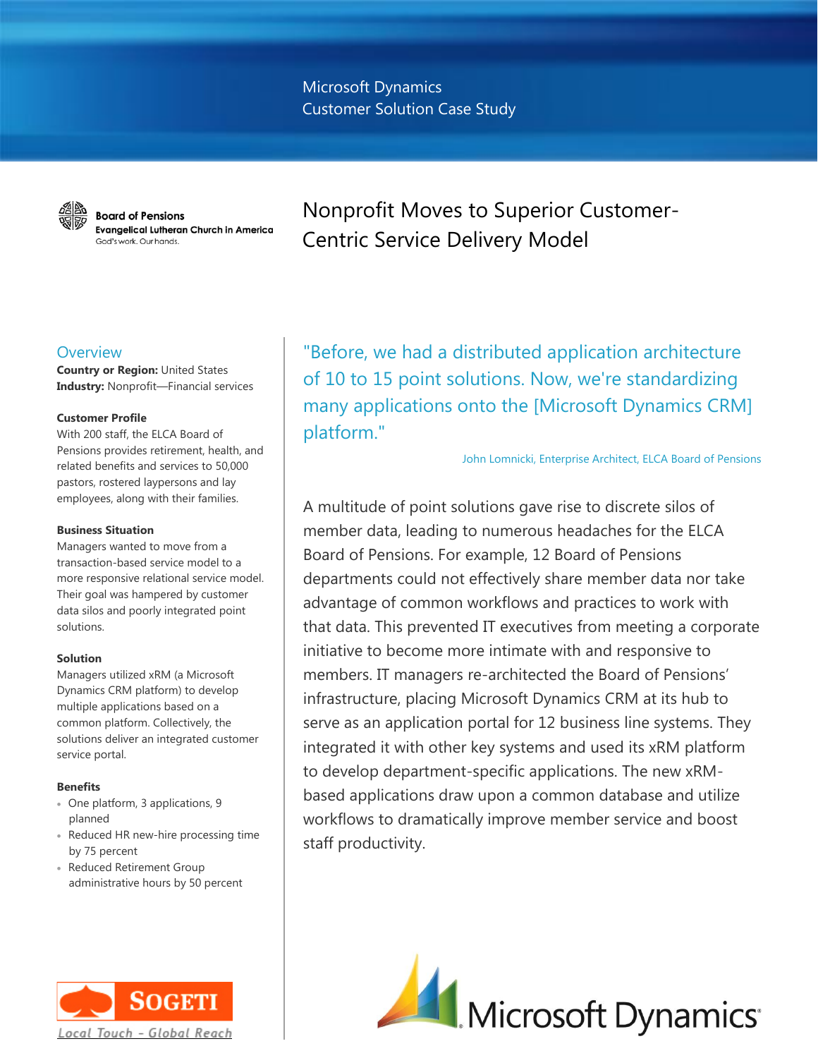Microsoft Dynamics
Customer Solution Case Study

Board of Pensions
Evangelical Lutheran Church in America
God's work. Our hands.

# Nonprofit Moves to Superior Customer-Centric Service Delivery Model

## Overview

**Country or Region:** United States
**Industry:** Nonprofit—Financial services

**Customer Profile**
With 200 staff, the ELCA Board of Pensions provides retirement, health, and related benefits and services to 50,000 pastors, rostered laypersons and lay employees, along with their families.

**Business Situation**
Managers wanted to move from a transaction-based service model to a more responsive relational service model. Their goal was hampered by customer data silos and poorly integrated point solutions.

**Solution**
Managers utilized xRM (a Microsoft Dynamics CRM platform) to develop multiple applications based on a common platform. Collectively, the solutions deliver an integrated customer service portal.

**Benefits**

- One platform, 3 applications, 9 planned
- Reduced HR new-hire processing time by 75 percent
- Reduced Retirement Group administrative hours by 50 percent

"Before, we had a distributed application architecture of 10 to 15 point solutions. Now, we're standardizing many applications onto the [Microsoft Dynamics CRM] platform."

John Lomnicki, Enterprise Architect, ELCA Board of Pensions

A multitude of point solutions gave rise to discrete silos of member data, leading to numerous headaches for the ELCA Board of Pensions. For example, 12 Board of Pensions departments could not effectively share member data nor take advantage of common workflows and practices to work with that data. This prevented IT executives from meeting a corporate initiative to become more intimate with and responsive to members. IT managers re-architected the Board of Pensions' infrastructure, placing Microsoft Dynamics CRM at its hub to serve as an application portal for 12 business line systems. They integrated it with other key systems and used its xRM platform to develop department-specific applications. The new xRM-based applications draw upon a common database and utilize workflows to dramatically improve member service and boost staff productivity.

SOGETI
Local Touch - Global Reach

Microsoft Dynamics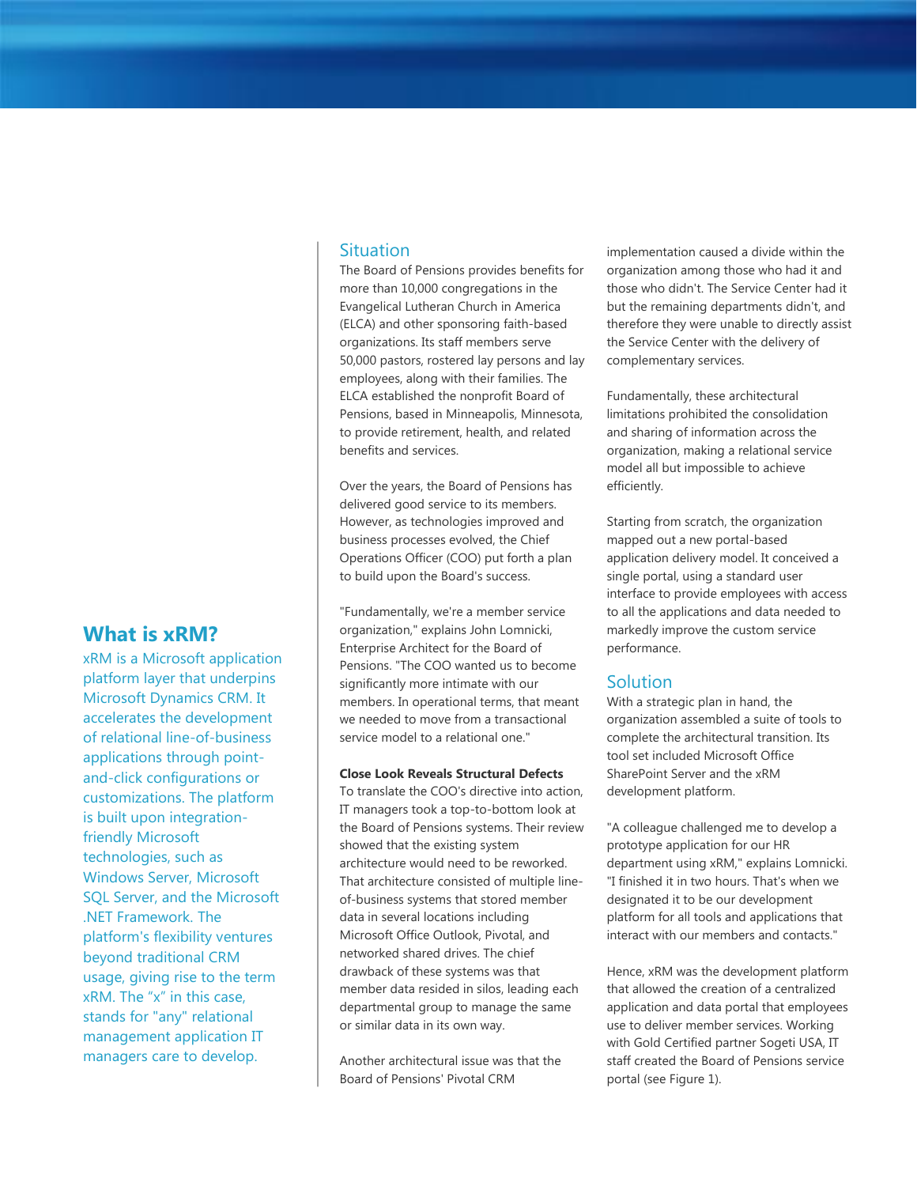## What is xRM?

xRM is a Microsoft application platform layer that underpins Microsoft Dynamics CRM. It accelerates the development of relational line-of-business applications through point-and-click configurations or customizations. The platform is built upon integration-friendly Microsoft technologies, such as Windows Server, Microsoft SQL Server, and the Microsoft .NET Framework. The platform's flexibility ventures beyond traditional CRM usage, giving rise to the term xRM. The "x" in this case, stands for "any" relational management application IT managers care to develop.

## Situation

The Board of Pensions provides benefits for more than 10,000 congregations in the Evangelical Lutheran Church in America (ELCA) and other sponsoring faith-based organizations. Its staff members serve 50,000 pastors, rostered lay persons and lay employees, along with their families. The ELCA established the nonprofit Board of Pensions, based in Minneapolis, Minnesota, to provide retirement, health, and related benefits and services.

Over the years, the Board of Pensions has delivered good service to its members. However, as technologies improved and business processes evolved, the Chief Operations Officer (COO) put forth a plan to build upon the Board's success.

"Fundamentally, we're a member service organization," explains John Lomnicki, Enterprise Architect for the Board of Pensions. "The COO wanted us to become significantly more intimate with our members. In operational terms, that meant we needed to move from a transactional service model to a relational one."

**Close Look Reveals Structural Defects**

To translate the COO's directive into action, IT managers took a top-to-bottom look at the Board of Pensions systems. Their review showed that the existing system architecture would need to be reworked. That architecture consisted of multiple line-of-business systems that stored member data in several locations including Microsoft Office Outlook, Pivotal, and networked shared drives. The chief drawback of these systems was that member data resided in silos, leading each departmental group to manage the same or similar data in its own way.

Another architectural issue was that the Board of Pensions' Pivotal CRM implementation caused a divide within the organization among those who had it and those who didn't. The Service Center had it but the remaining departments didn't, and therefore they were unable to directly assist the Service Center with the delivery of complementary services.

Fundamentally, these architectural limitations prohibited the consolidation and sharing of information across the organization, making a relational service model all but impossible to achieve efficiently.

Starting from scratch, the organization mapped out a new portal-based application delivery model. It conceived a single portal, using a standard user interface to provide employees with access to all the applications and data needed to markedly improve the custom service performance.

## Solution

With a strategic plan in hand, the organization assembled a suite of tools to complete the architectural transition. Its tool set included Microsoft Office SharePoint Server and the xRM development platform.

"A colleague challenged me to develop a prototype application for our HR department using xRM," explains Lomnicki. "I finished it in two hours. That's when we designated it to be our development platform for all tools and applications that interact with our members and contacts."

Hence, xRM was the development platform that allowed the creation of a centralized application and data portal that employees use to deliver member services. Working with Gold Certified partner Sogeti USA, IT staff created the Board of Pensions service portal (see Figure 1).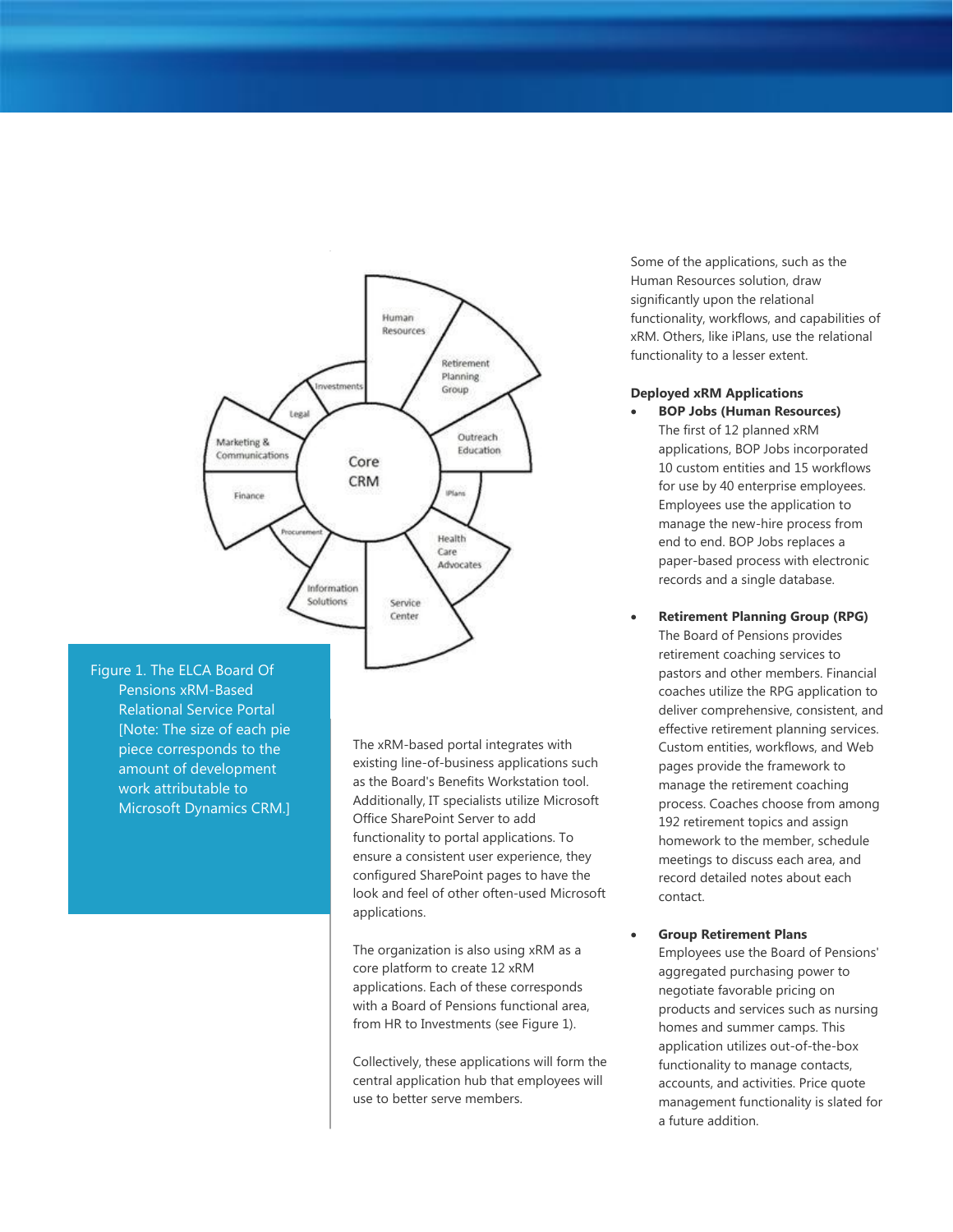Figure 1. The ELCA Board Of Pensions xRM-Based Relational Service Portal [Note: The size of each pie piece corresponds to the amount of development work attributable to Microsoft Dynamics CRM.]

The xRM-based portal integrates with existing line-of-business applications such as the Board's Benefits Workstation tool. Additionally, IT specialists utilize Microsoft Office SharePoint Server to add functionality to portal applications. To ensure a consistent user experience, they configured SharePoint pages to have the look and feel of other often-used Microsoft applications.

The organization is also using xRM as a core platform to create 12 xRM applications. Each of these corresponds with a Board of Pensions functional area, from HR to Investments (see Figure 1).

Collectively, these applications will form the central application hub that employees will use to better serve members.

Some of the applications, such as the Human Resources solution, draw significantly upon the relational functionality, workflows, and capabilities of xRM. Others, like iPlans, use the relational functionality to a lesser extent.

**Deployed xRM Applications**

- **BOP Jobs (Human Resources)**
  The first of 12 planned xRM applications, BOP Jobs incorporated 10 custom entities and 15 workflows for use by 40 enterprise employees. Employees use the application to manage the new-hire process from end to end. BOP Jobs replaces a paper-based process with electronic records and a single database.

- **Retirement Planning Group (RPG)**
  The Board of Pensions provides retirement coaching services to pastors and other members. Financial coaches utilize the RPG application to deliver comprehensive, consistent, and effective retirement planning services. Custom entities, workflows, and Web pages provide the framework to manage the retirement coaching process. Coaches choose from among 192 retirement topics and assign homework to the member, schedule meetings to discuss each area, and record detailed notes about each contact.

- **Group Retirement Plans**
  Employees use the Board of Pensions' aggregated purchasing power to negotiate favorable pricing on products and services such as nursing homes and summer camps. This application utilizes out-of-the-box functionality to manage contacts, accounts, and activities. Price quote management functionality is slated for a future addition.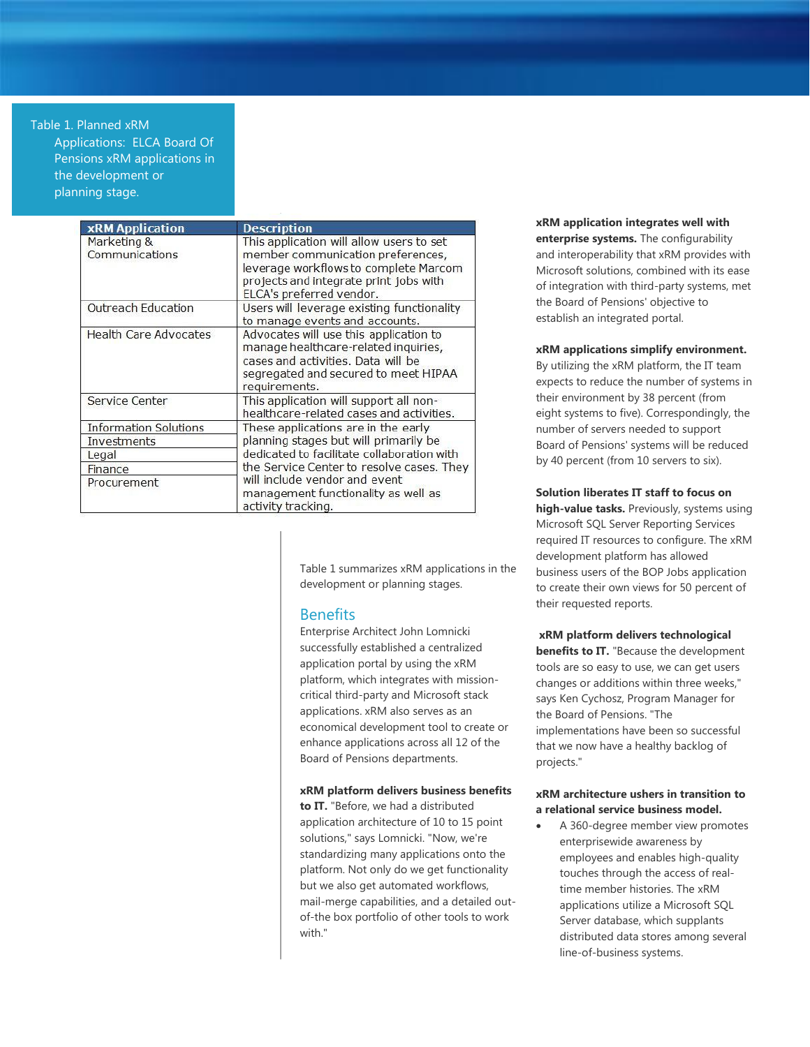Table 1. Planned xRM Applications: ELCA Board Of Pensions xRM applications in the development or planning stage.

| xRM Application | Description |
| --- | --- |
| Marketing & Communications | This application will allow users to set member communication preferences, leverage workflows to complete Marcom projects and integrate print jobs with ELCA's preferred vendor. |
| Outreach Education | Users will leverage existing functionality to manage events and accounts. |
| Health Care Advocates | Advocates will use this application to manage healthcare-related inquiries, cases and activities. Data will be segregated and secured to meet HIPAA requirements. |
| Service Center | This application will support all non-healthcare-related cases and activities. |
| Information Solutions<br>Investments<br>Legal<br>Finance<br>Procurement | These applications are in the early planning stages but will primarily be dedicated to facilitate collaboration with the Service Center to resolve cases. They will include vendor and event management functionality as well as activity tracking. |

Table 1 summarizes xRM applications in the development or planning stages.

## Benefits

Enterprise Architect John Lomnicki successfully established a centralized application portal by using the xRM platform, which integrates with mission-critical third-party and Microsoft stack applications. xRM also serves as an economical development tool to create or enhance applications across all 12 of the Board of Pensions departments.

**xRM platform delivers business benefits to IT.** "Before, we had a distributed application architecture of 10 to 15 point solutions," says Lomnicki. "Now, we're standardizing many applications onto the platform. Not only do we get functionality but we also get automated workflows, mail-merge capabilities, and a detailed out-of-the box portfolio of other tools to work with."

**xRM application integrates well with enterprise systems.** The configurability and interoperability that xRM provides with Microsoft solutions, combined with its ease of integration with third-party systems, met the Board of Pensions' objective to establish an integrated portal.

**xRM applications simplify environment.** By utilizing the xRM platform, the IT team expects to reduce the number of systems in their environment by 38 percent (from eight systems to five). Correspondingly, the number of servers needed to support Board of Pensions' systems will be reduced by 40 percent (from 10 servers to six).

**Solution liberates IT staff to focus on high-value tasks.** Previously, systems using Microsoft SQL Server Reporting Services required IT resources to configure. The xRM development platform has allowed business users of the BOP Jobs application to create their own views for 50 percent of their requested reports.

**xRM platform delivers technological benefits to IT.** "Because the development tools are so easy to use, we can get users changes or additions within three weeks," says Ken Cychosz, Program Manager for the Board of Pensions. "The implementations have been so successful that we now have a healthy backlog of projects."

**xRM architecture ushers in transition to a relational service business model.**

- A 360-degree member view promotes enterprisewide awareness by employees and enables high-quality touches through the access of real-time member histories. The xRM applications utilize a Microsoft SQL Server database, which supplants distributed data stores among several line-of-business systems.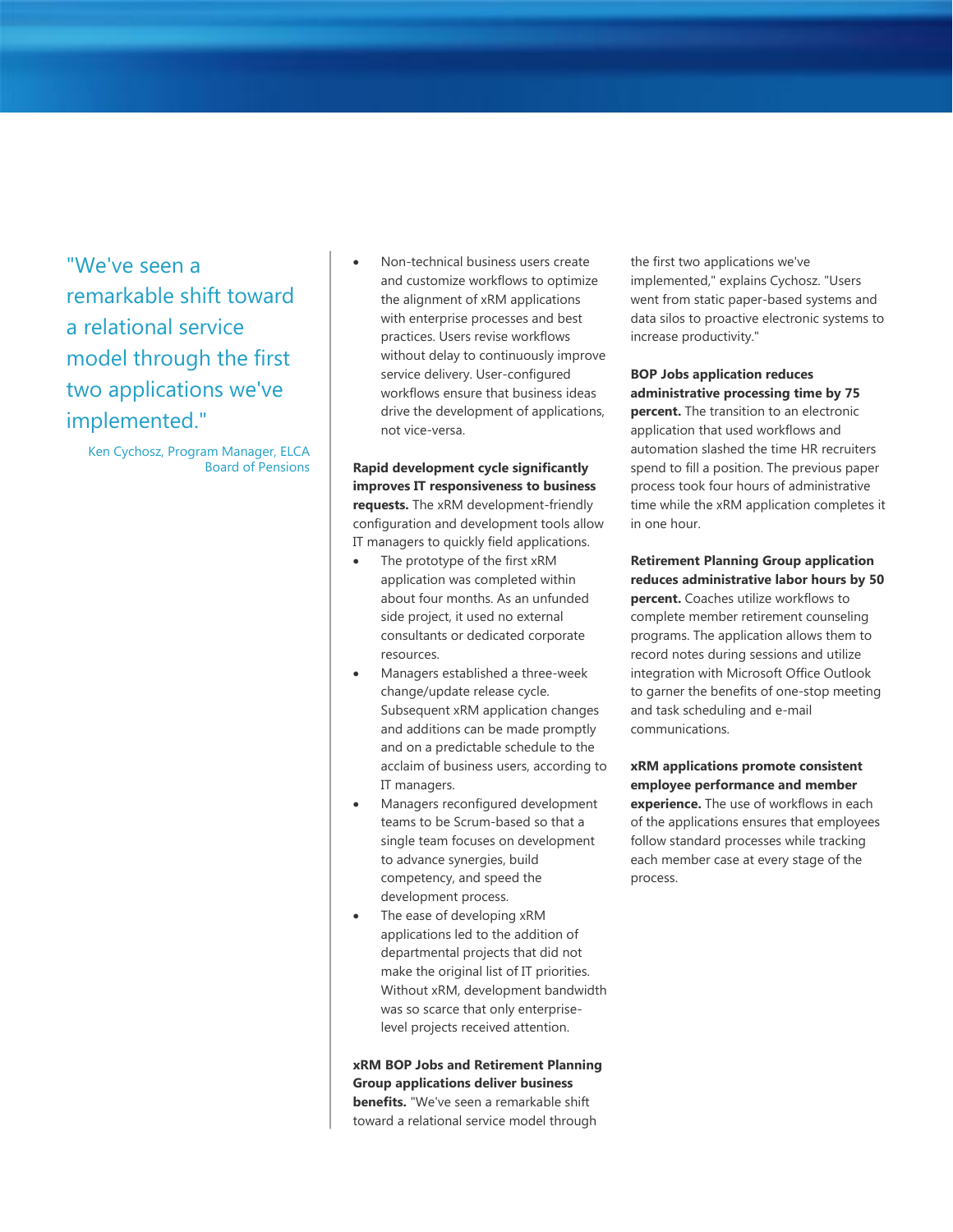> "We've seen a remarkable shift toward a relational service model through the first two applications we've implemented."
>
> Ken Cychosz, Program Manager, ELCA Board of Pensions

- Non-technical business users create and customize workflows to optimize the alignment of xRM applications with enterprise processes and best practices. Users revise workflows without delay to continuously improve service delivery. User-configured workflows ensure that business ideas drive the development of applications, not vice-versa.

**Rapid development cycle significantly improves IT responsiveness to business requests.** The xRM development-friendly configuration and development tools allow IT managers to quickly field applications.

- The prototype of the first xRM application was completed within about four months. As an unfunded side project, it used no external consultants or dedicated corporate resources.
- Managers established a three-week change/update release cycle. Subsequent xRM application changes and additions can be made promptly and on a predictable schedule to the acclaim of business users, according to IT managers.
- Managers reconfigured development teams to be Scrum-based so that a single team focuses on development to advance synergies, build competency, and speed the development process.
- The ease of developing xRM applications led to the addition of departmental projects that did not make the original list of IT priorities. Without xRM, development bandwidth was so scarce that only enterprise-level projects received attention.

**xRM BOP Jobs and Retirement Planning Group applications deliver business benefits.** "We've seen a remarkable shift toward a relational service model through the first two applications we've implemented," explains Cychosz. "Users went from static paper-based systems and data silos to proactive electronic systems to increase productivity."

**BOP Jobs application reduces administrative processing time by 75 percent.** The transition to an electronic application that used workflows and automation slashed the time HR recruiters spend to fill a position. The previous paper process took four hours of administrative time while the xRM application completes it in one hour.

**Retirement Planning Group application reduces administrative labor hours by 50 percent.** Coaches utilize workflows to complete member retirement counseling programs. The application allows them to record notes during sessions and utilize integration with Microsoft Office Outlook to garner the benefits of one-stop meeting and task scheduling and e-mail communications.

**xRM applications promote consistent employee performance and member experience.** The use of workflows in each of the applications ensures that employees follow standard processes while tracking each member case at every stage of the process.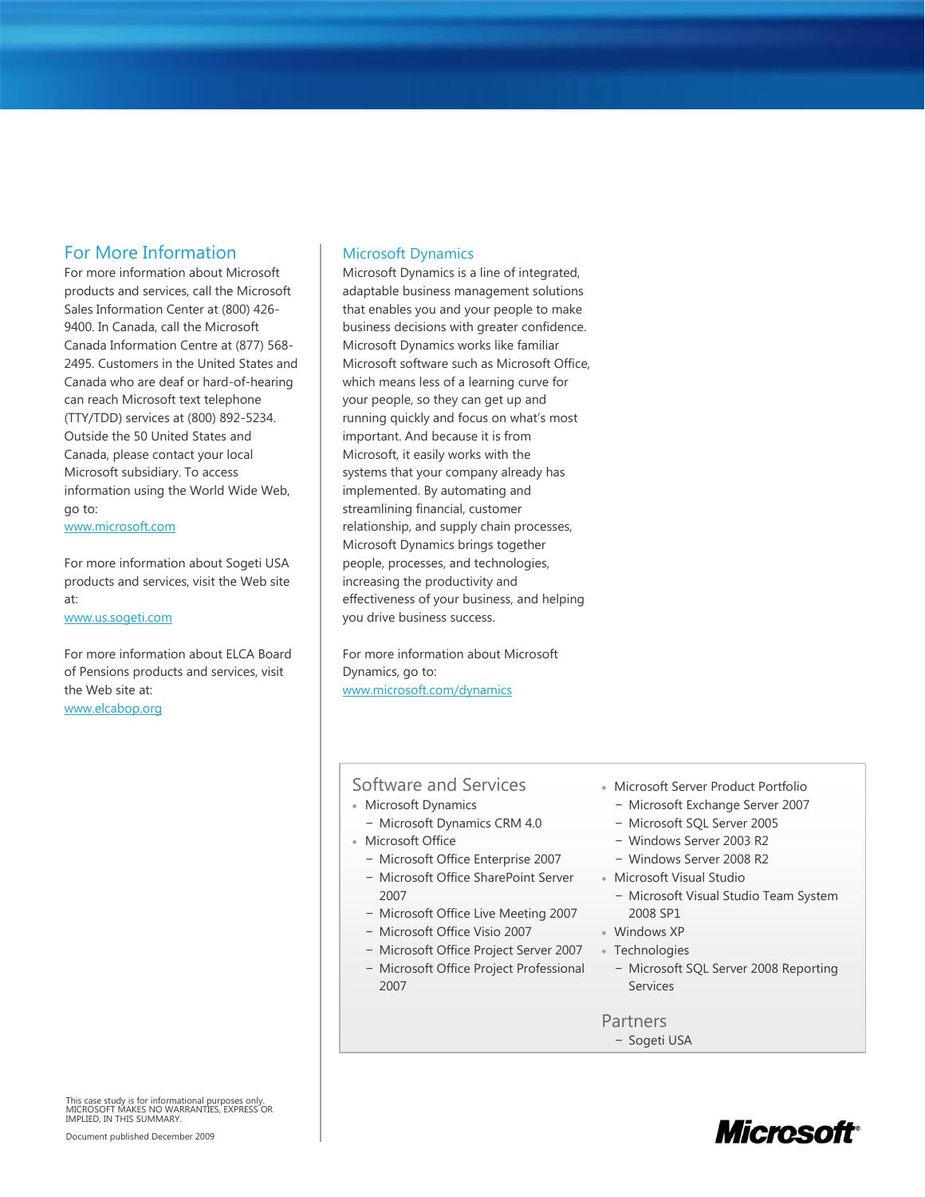## For More Information

For more information about Microsoft products and services, call the Microsoft Sales Information Center at (800) 426-9400. In Canada, call the Microsoft Canada Information Centre at (877) 568-2495. Customers in the United States and Canada who are deaf or hard-of-hearing can reach Microsoft text telephone (TTY/TDD) services at (800) 892-5234. Outside the 50 United States and Canada, please contact your local Microsoft subsidiary. To access information using the World Wide Web, go to:
www.microsoft.com

For more information about Sogeti USA products and services, visit the Web site at:
www.us.sogeti.com

For more information about ELCA Board of Pensions products and services, visit the Web site at:
www.elcabop.org

## Microsoft Dynamics

Microsoft Dynamics is a line of integrated, adaptable business management solutions that enables you and your people to make business decisions with greater confidence. Microsoft Dynamics works like familiar Microsoft software such as Microsoft Office, which means less of a learning curve for your people, so they can get up and running quickly and focus on what's most important. And because it is from Microsoft, it easily works with the systems that your company already has implemented. By automating and streamlining financial, customer relationship, and supply chain processes, Microsoft Dynamics brings together people, processes, and technologies, increasing the productivity and effectiveness of your business, and helping you drive business success.

For more information about Microsoft Dynamics, go to:
www.microsoft.com/dynamics

### Software and Services

- Microsoft Dynamics
  - Microsoft Dynamics CRM 4.0
- Microsoft Office
  - Microsoft Office Enterprise 2007
  - Microsoft Office SharePoint Server 2007
  - Microsoft Office Live Meeting 2007
  - Microsoft Office Visio 2007
  - Microsoft Office Project Server 2007
  - Microsoft Office Project Professional 2007
- Microsoft Server Product Portfolio
  - Microsoft Exchange Server 2007
  - Microsoft SQL Server 2005
  - Windows Server 2003 R2
  - Windows Server 2008 R2
- Microsoft Visual Studio
  - Microsoft Visual Studio Team System 2008 SP1
- Windows XP
- Technologies
  - Microsoft SQL Server 2008 Reporting Services

### Partners

- Sogeti USA

This case study is for informational purposes only. MICROSOFT MAKES NO WARRANTIES, EXPRESS OR IMPLIED, IN THIS SUMMARY.

Document published December 2009